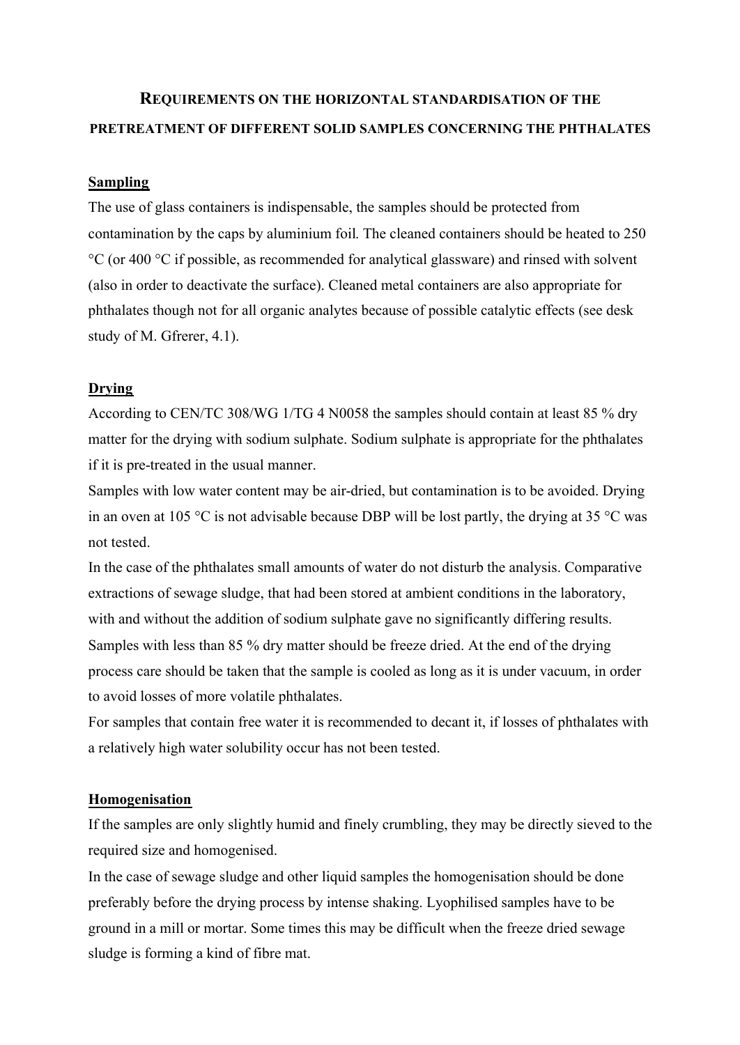# REQUIREMENTS ON THE HORIZONTAL STANDARDISATION OF THE PRETREATMENT OF DIFFERENT SOLID SAMPLES CONCERNING THE PHTHALATES

## Sampling

The use of glass containers is indispensable, the samples should be protected from contamination by the caps by aluminium foil. The cleaned containers should be heated to 250 °C (or 400 °C if possible, as recommended for analytical glassware) and rinsed with solvent (also in order to deactivate the surface). Cleaned metal containers are also appropriate for phthalates though not for all organic analytes because of possible catalytic effects (see desk study of M. Gfrerer, 4.1).

## Drying

According to CEN/TC 308/WG 1/TG 4 N0058 the samples should contain at least 85 % dry matter for the drying with sodium sulphate. Sodium sulphate is appropriate for the phthalates if it is pre-treated in the usual manner.

Samples with low water content may be air-dried, but contamination is to be avoided. Drying in an oven at 105 °C is not advisable because DBP will be lost partly, the drying at 35 °C was not tested.

In the case of the phthalates small amounts of water do not disturb the analysis. Comparative extractions of sewage sludge, that had been stored at ambient conditions in the laboratory, with and without the addition of sodium sulphate gave no significantly differing results.

Samples with less than 85 % dry matter should be freeze dried. At the end of the drying process care should be taken that the sample is cooled as long as it is under vacuum, in order to avoid losses of more volatile phthalates.

For samples that contain free water it is recommended to decant it, if losses of phthalates with a relatively high water solubility occur has not been tested.

## Homogenisation

If the samples are only slightly humid and finely crumbling, they may be directly sieved to the required size and homogenised.

In the case of sewage sludge and other liquid samples the homogenisation should be done preferably before the drying process by intense shaking. Lyophilised samples have to be ground in a mill or mortar. Some times this may be difficult when the freeze dried sewage sludge is forming a kind of fibre mat.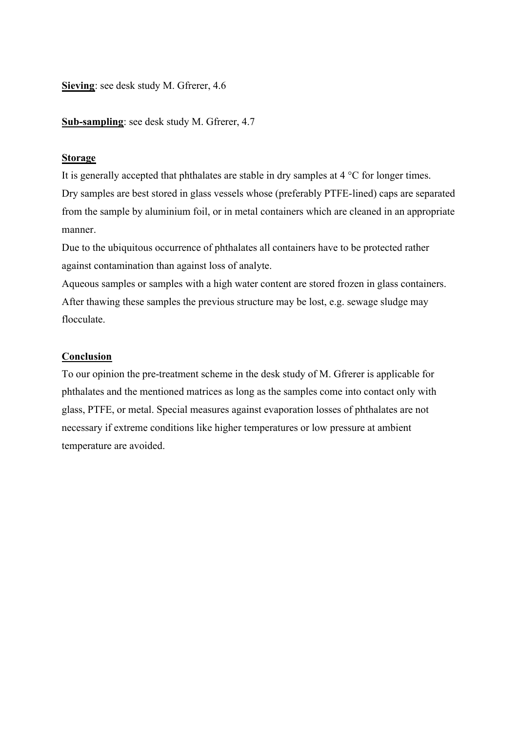**Sieving**: see desk study M. Gfrerer, 4.6

**Sub-sampling**: see desk study M. Gfrerer, 4.7

**Storage**

It is generally accepted that phthalates are stable in dry samples at 4 °C for longer times. Dry samples are best stored in glass vessels whose (preferably PTFE-lined) caps are separated from the sample by aluminium foil, or in metal containers which are cleaned in an appropriate manner.

Due to the ubiquitous occurrence of phthalates all containers have to be protected rather against contamination than against loss of analyte.

Aqueous samples or samples with a high water content are stored frozen in glass containers. After thawing these samples the previous structure may be lost, e.g. sewage sludge may flocculate.

**Conclusion**

To our opinion the pre-treatment scheme in the desk study of M. Gfrerer is applicable for phthalates and the mentioned matrices as long as the samples come into contact only with glass, PTFE, or metal. Special measures against evaporation losses of phthalates are not necessary if extreme conditions like higher temperatures or low pressure at ambient temperature are avoided.